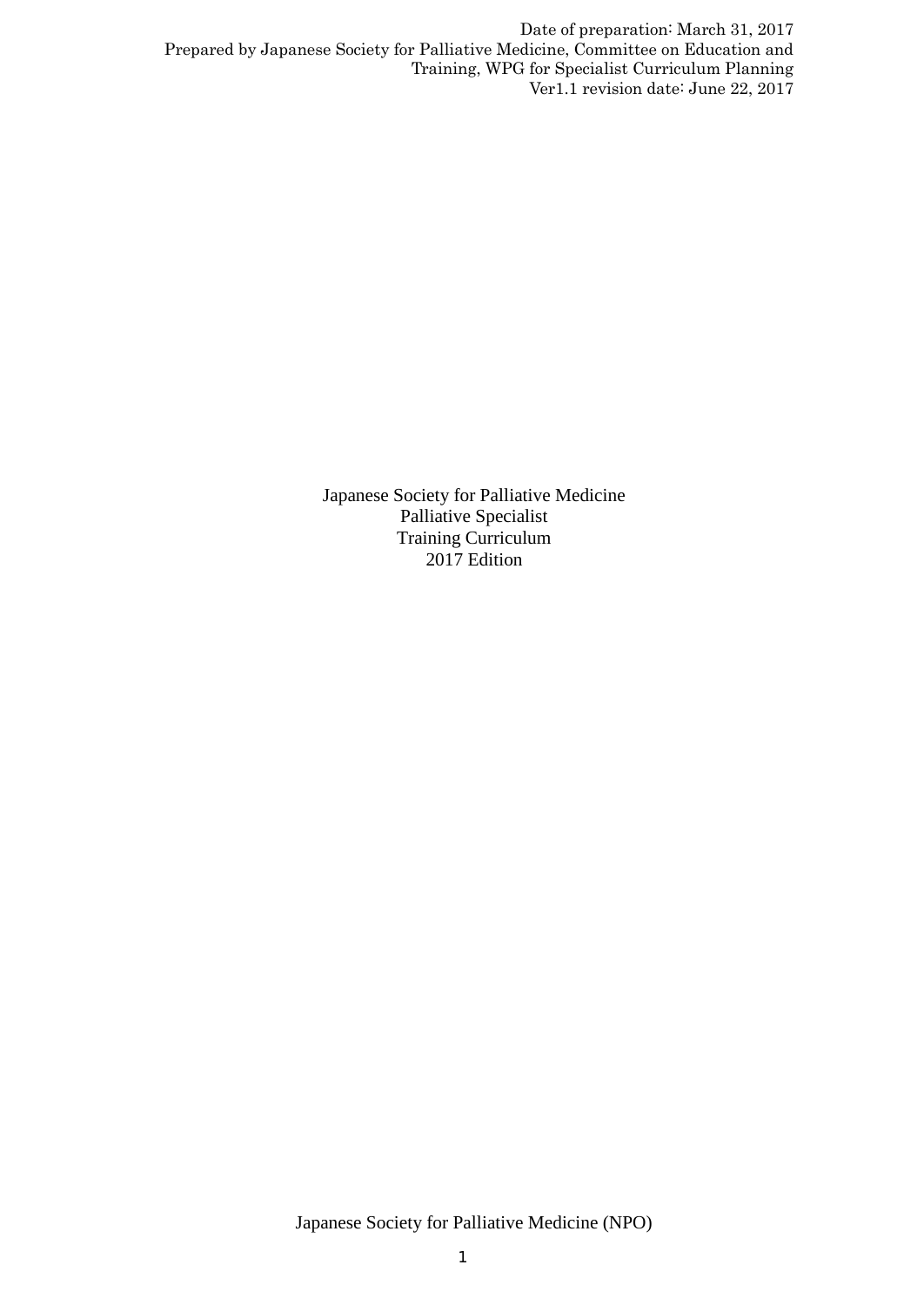Date of preparation: March 31, 2017
Prepared by Japanese Society for Palliative Medicine, Committee on Education and Training, WPG for Specialist Curriculum Planning
Ver1.1 revision date: June 22, 2017

# Japanese Society for Palliative Medicine
# Palliative Specialist
# Training Curriculum
# 2017 Edition

Japanese Society for Palliative Medicine (NPO)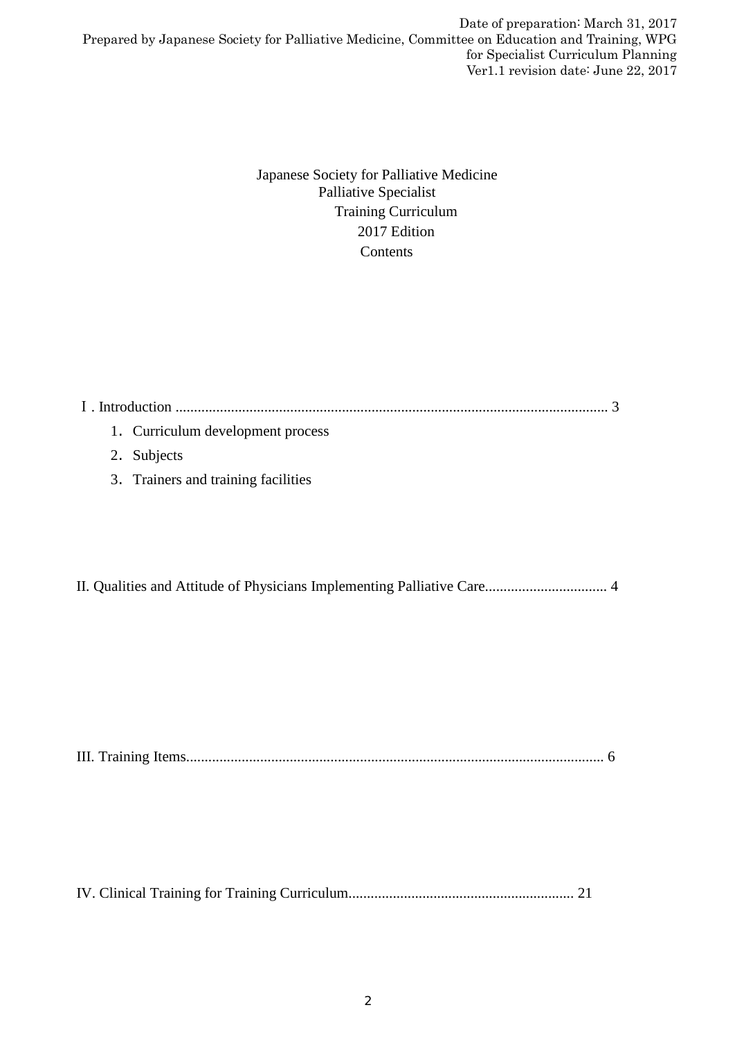Date of preparation: March 31, 2017
Prepared by Japanese Society for Palliative Medicine, Committee on Education and Training, WPG for Specialist Curriculum Planning
Ver1.1 revision date: June 22, 2017

# Japanese Society for Palliative Medicine Palliative Specialist Training Curriculum 2017 Edition

## Contents

Ⅰ. Introduction ..................................................................................................................... 3

1. Curriculum development process
2. Subjects
3. Trainers and training facilities

II. Qualities and Attitude of Physicians Implementing Palliative Care................................. 4

III. Training Items.................................................................................................................. 6

IV. Clinical Training for Training Curriculum............................................................. 21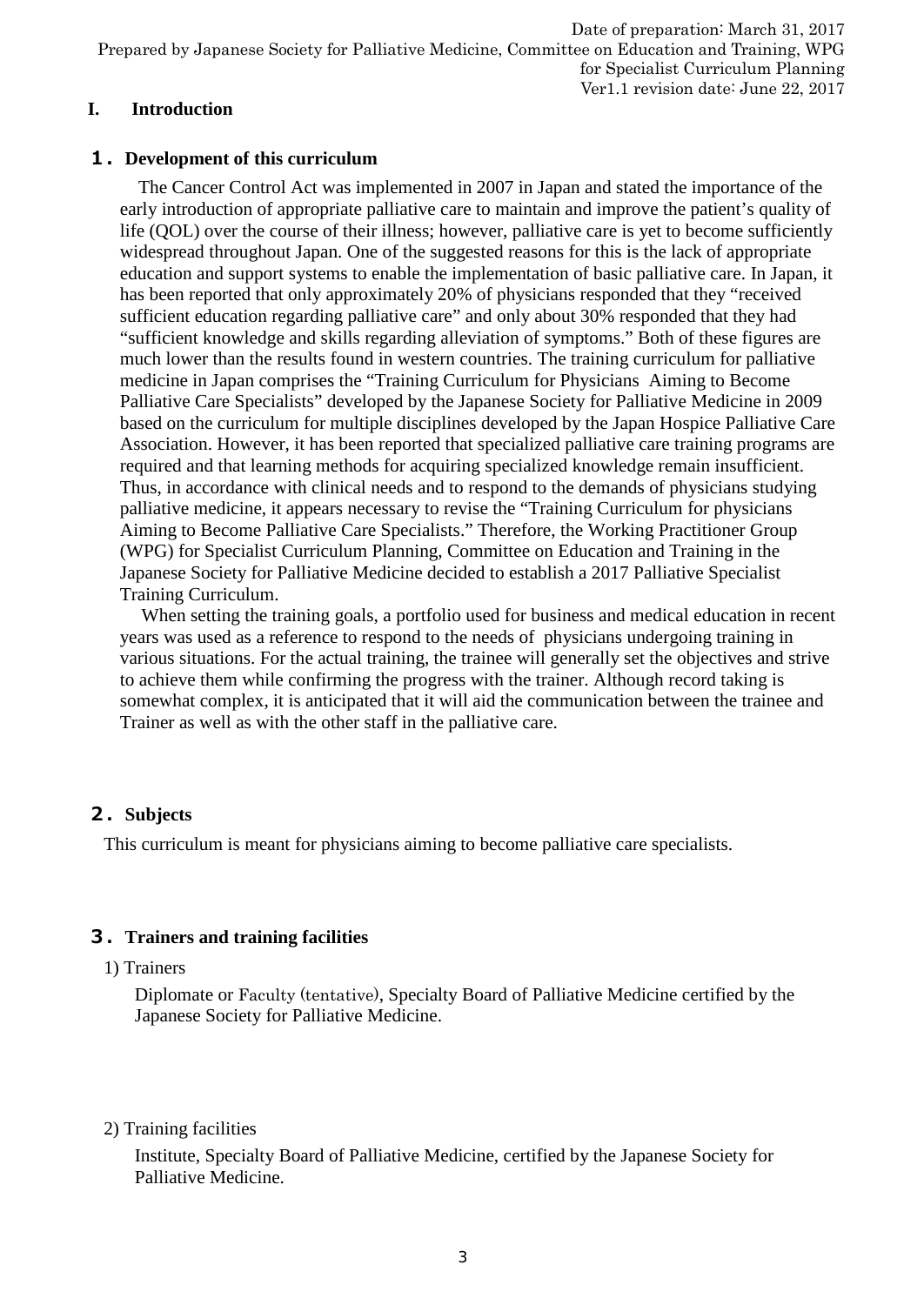Date of preparation: March 31, 2017
Prepared by Japanese Society for Palliative Medicine, Committee on Education and Training, WPG for Specialist Curriculum Planning
Ver1.1 revision date: June 22, 2017

# I. Introduction

## １. Development of this curriculum

The Cancer Control Act was implemented in 2007 in Japan and stated the importance of the early introduction of appropriate palliative care to maintain and improve the patient's quality of life (QOL) over the course of their illness; however, palliative care is yet to become sufficiently widespread throughout Japan. One of the suggested reasons for this is the lack of appropriate education and support systems to enable the implementation of basic palliative care. In Japan, it has been reported that only approximately 20% of physicians responded that they "received sufficient education regarding palliative care" and only about 30% responded that they had "sufficient knowledge and skills regarding alleviation of symptoms." Both of these figures are much lower than the results found in western countries. The training curriculum for palliative medicine in Japan comprises the "Training Curriculum for Physicians Aiming to Become Palliative Care Specialists" developed by the Japanese Society for Palliative Medicine in 2009 based on the curriculum for multiple disciplines developed by the Japan Hospice Palliative Care Association. However, it has been reported that specialized palliative care training programs are required and that learning methods for acquiring specialized knowledge remain insufficient. Thus, in accordance with clinical needs and to respond to the demands of physicians studying palliative medicine, it appears necessary to revise the "Training Curriculum for physicians Aiming to Become Palliative Care Specialists." Therefore, the Working Practitioner Group (WPG) for Specialist Curriculum Planning, Committee on Education and Training in the Japanese Society for Palliative Medicine decided to establish a 2017 Palliative Specialist Training Curriculum.

When setting the training goals, a portfolio used for business and medical education in recent years was used as a reference to respond to the needs of physicians undergoing training in various situations. For the actual training, the trainee will generally set the objectives and strive to achieve them while confirming the progress with the trainer. Although record taking is somewhat complex, it is anticipated that it will aid the communication between the trainee and Trainer as well as with the other staff in the palliative care.

## ２. Subjects

This curriculum is meant for physicians aiming to become palliative care specialists.

## ３. Trainers and training facilities

1) Trainers

Diplomate or Faculty (tentative), Specialty Board of Palliative Medicine certified by the Japanese Society for Palliative Medicine.

2) Training facilities

Institute, Specialty Board of Palliative Medicine, certified by the Japanese Society for Palliative Medicine.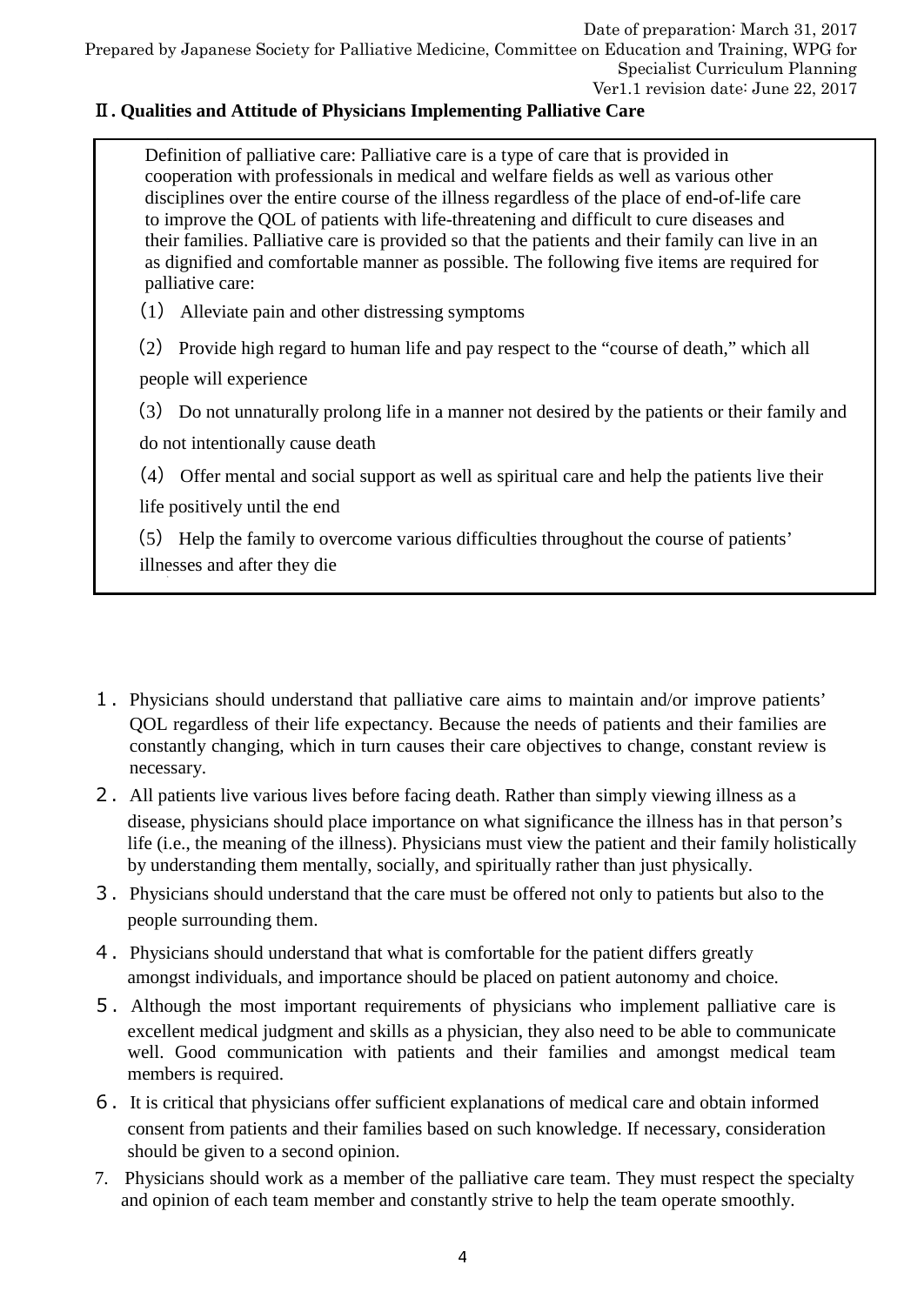Date of preparation: March 31, 2017
Prepared by Japanese Society for Palliative Medicine, Committee on Education and Training, WPG for Specialist Curriculum Planning
Ver1.1 revision date: June 22, 2017

## Ⅱ. Qualities and Attitude of Physicians Implementing Palliative Care

> Definition of palliative care: Palliative care is a type of care that is provided in cooperation with professionals in medical and welfare fields as well as various other disciplines over the entire course of the illness regardless of the place of end-of-life care to improve the QOL of patients with life-threatening and difficult to cure diseases and their families. Palliative care is provided so that the patients and their family can live in an as dignified and comfortable manner as possible. The following five items are required for palliative care:
>
> (1) Alleviate pain and other distressing symptoms
>
> (2) Provide high regard to human life and pay respect to the "course of death," which all people will experience
>
> (3) Do not unnaturally prolong life in a manner not desired by the patients or their family and do not intentionally cause death
>
> (4) Offer mental and social support as well as spiritual care and help the patients live their life positively until the end
>
> (5) Help the family to overcome various difficulties throughout the course of patients' illnesses and after they die

1. Physicians should understand that palliative care aims to maintain and/or improve patients' QOL regardless of their life expectancy. Because the needs of patients and their families are constantly changing, which in turn causes their care objectives to change, constant review is necessary.
2. All patients live various lives before facing death. Rather than simply viewing illness as a disease, physicians should place importance on what significance the illness has in that person's life (i.e., the meaning of the illness). Physicians must view the patient and their family holistically by understanding them mentally, socially, and spiritually rather than just physically.
3. Physicians should understand that the care must be offered not only to patients but also to the people surrounding them.
4. Physicians should understand that what is comfortable for the patient differs greatly amongst individuals, and importance should be placed on patient autonomy and choice.
5. Although the most important requirements of physicians who implement palliative care is excellent medical judgment and skills as a physician, they also need to be able to communicate well. Good communication with patients and their families and amongst medical team members is required.
6. It is critical that physicians offer sufficient explanations of medical care and obtain informed consent from patients and their families based on such knowledge. If necessary, consideration should be given to a second opinion.
7. Physicians should work as a member of the palliative care team. They must respect the specialty and opinion of each team member and constantly strive to help the team operate smoothly.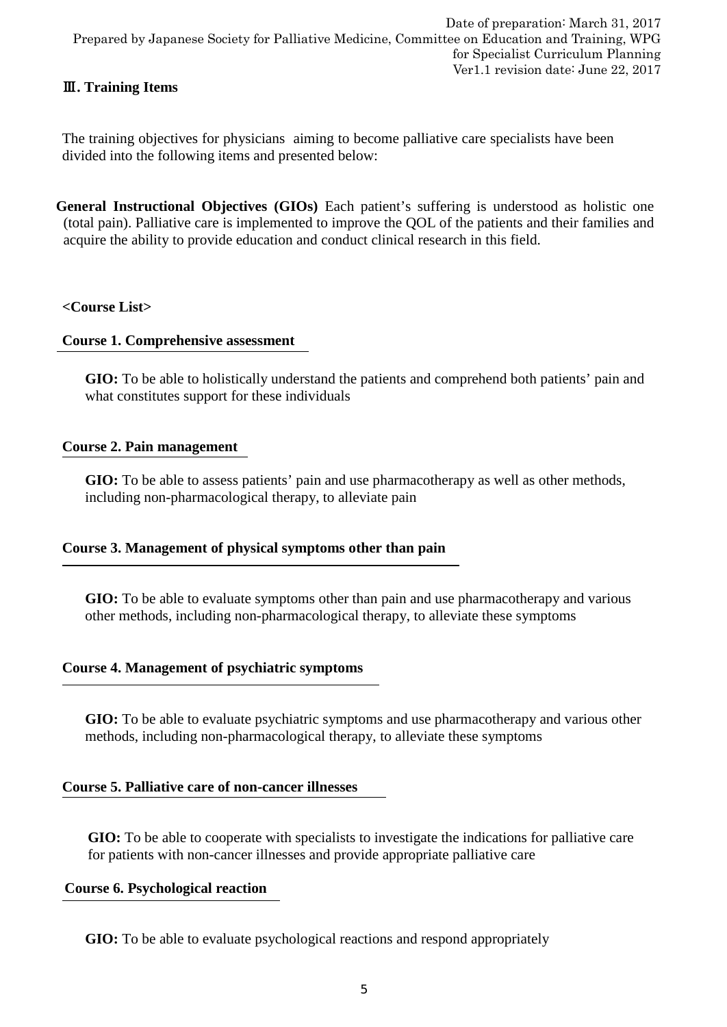## Ⅲ. Training Items

The training objectives for physicians aiming to become palliative care specialists have been divided into the following items and presented below:

**General Instructional Objectives (GIOs)** Each patient's suffering is understood as holistic one (total pain). Palliative care is implemented to improve the QOL of the patients and their families and acquire the ability to provide education and conduct clinical research in this field.

**<Course List>**

### Course 1. Comprehensive assessment

**GIO:** To be able to holistically understand the patients and comprehend both patients' pain and what constitutes support for these individuals

### Course 2. Pain management

**GIO:** To be able to assess patients' pain and use pharmacotherapy as well as other methods, including non-pharmacological therapy, to alleviate pain

### Course 3. Management of physical symptoms other than pain

**GIO:** To be able to evaluate symptoms other than pain and use pharmacotherapy and various other methods, including non-pharmacological therapy, to alleviate these symptoms

### Course 4. Management of psychiatric symptoms

**GIO:** To be able to evaluate psychiatric symptoms and use pharmacotherapy and various other methods, including non-pharmacological therapy, to alleviate these symptoms

### Course 5. Palliative care of non-cancer illnesses

**GIO:** To be able to cooperate with specialists to investigate the indications for palliative care for patients with non-cancer illnesses and provide appropriate palliative care

### Course 6. Psychological reaction

**GIO:** To be able to evaluate psychological reactions and respond appropriately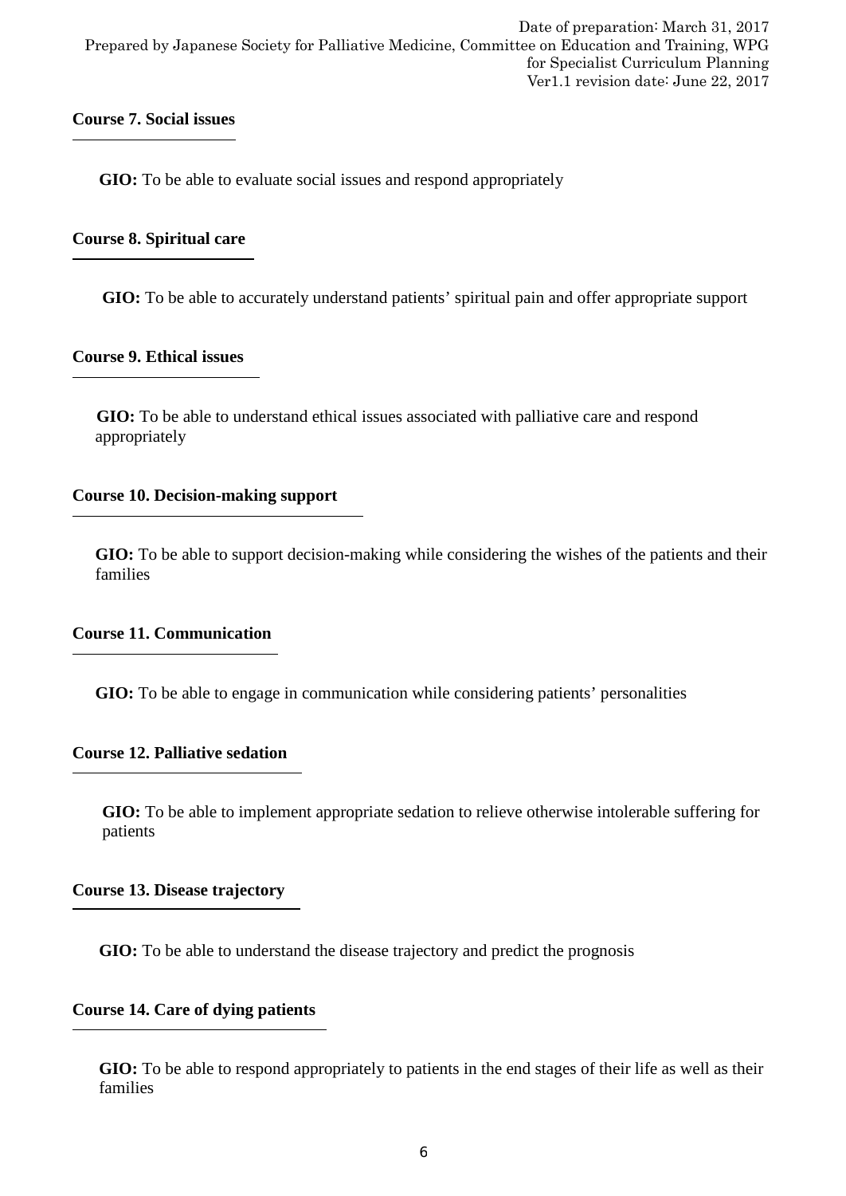### Course 7. Social issues

**GIO:** To be able to evaluate social issues and respond appropriately

### Course 8. Spiritual care

**GIO:** To be able to accurately understand patients' spiritual pain and offer appropriate support

### Course 9. Ethical issues

**GIO:** To be able to understand ethical issues associated with palliative care and respond appropriately

### Course 10. Decision-making support

**GIO:** To be able to support decision-making while considering the wishes of the patients and their families

### Course 11. Communication

**GIO:** To be able to engage in communication while considering patients' personalities

### Course 12. Palliative sedation

**GIO:** To be able to implement appropriate sedation to relieve otherwise intolerable suffering for patients

### Course 13. Disease trajectory

**GIO:** To be able to understand the disease trajectory and predict the prognosis

### Course 14. Care of dying patients

**GIO:** To be able to respond appropriately to patients in the end stages of their life as well as their families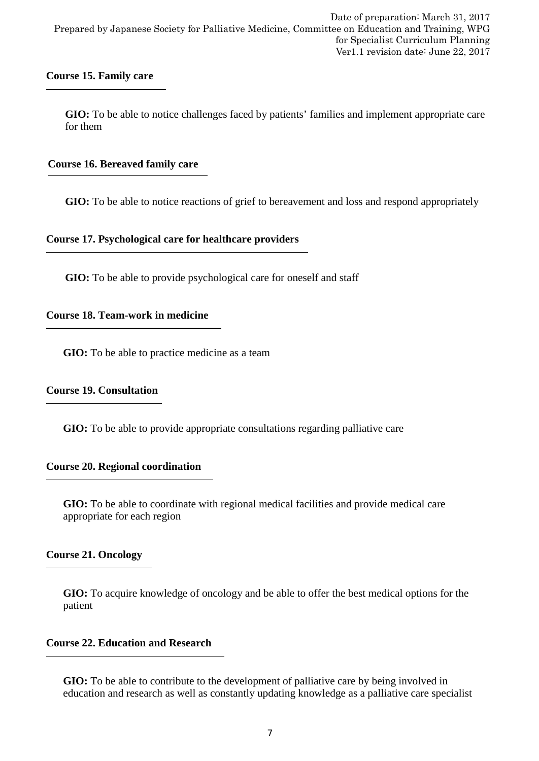**Course 15. Family care**

**GIO:** To be able to notice challenges faced by patients' families and implement appropriate care for them

**Course 16. Bereaved family care**

**GIO:** To be able to notice reactions of grief to bereavement and loss and respond appropriately

**Course 17. Psychological care for healthcare providers**

**GIO:** To be able to provide psychological care for oneself and staff

**Course 18. Team-work in medicine**

**GIO:** To be able to practice medicine as a team

**Course 19. Consultation**

**GIO:** To be able to provide appropriate consultations regarding palliative care

**Course 20. Regional coordination**

**GIO:** To be able to coordinate with regional medical facilities and provide medical care appropriate for each region

**Course 21. Oncology**

**GIO:** To acquire knowledge of oncology and be able to offer the best medical options for the patient

**Course 22. Education and Research**

**GIO:** To be able to contribute to the development of palliative care by being involved in education and research as well as constantly updating knowledge as a palliative care specialist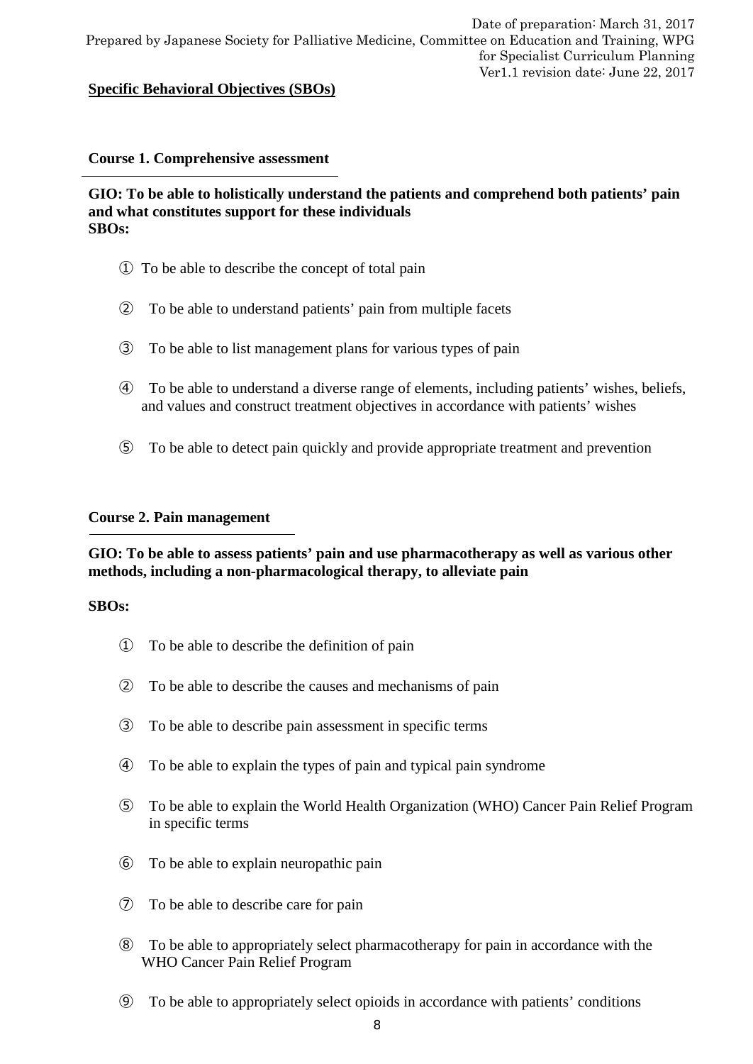Date of preparation: March 31, 2017
Prepared by Japanese Society for Palliative Medicine, Committee on Education and Training, WPG for Specialist Curriculum Planning
Ver1.1 revision date: June 22, 2017

**Specific Behavioral Objectives (SBOs)**

### Course 1. Comprehensive assessment

**GIO: To be able to holistically understand the patients and comprehend both patients' pain and what constitutes support for these individuals**
**SBOs:**

① To be able to describe the concept of total pain

② To be able to understand patients' pain from multiple facets

③ To be able to list management plans for various types of pain

④ To be able to understand a diverse range of elements, including patients' wishes, beliefs, and values and construct treatment objectives in accordance with patients' wishes

⑤ To be able to detect pain quickly and provide appropriate treatment and prevention

### Course 2. Pain management

**GIO: To be able to assess patients' pain and use pharmacotherapy as well as various other methods, including a non-pharmacological therapy, to alleviate pain**

**SBOs:**

① To be able to describe the definition of pain

② To be able to describe the causes and mechanisms of pain

③ To be able to describe pain assessment in specific terms

④ To be able to explain the types of pain and typical pain syndrome

⑤ To be able to explain the World Health Organization (WHO) Cancer Pain Relief Program in specific terms

⑥ To be able to explain neuropathic pain

⑦ To be able to describe care for pain

⑧ To be able to appropriately select pharmacotherapy for pain in accordance with the WHO Cancer Pain Relief Program

⑨ To be able to appropriately select opioids in accordance with patients' conditions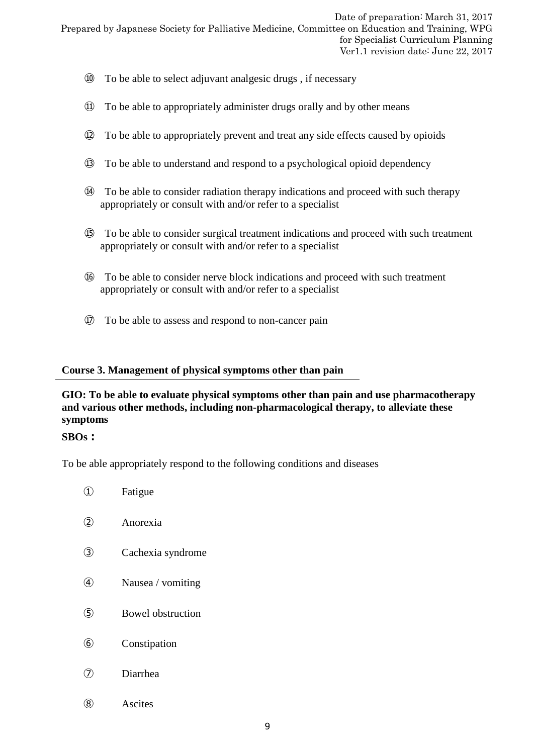⑩ To be able to select adjuvant analgesic drugs , if necessary

⑪ To be able to appropriately administer drugs orally and by other means

⑫ To be able to appropriately prevent and treat any side effects caused by opioids

⑬ To be able to understand and respond to a psychological opioid dependency

⑭ To be able to consider radiation therapy indications and proceed with such therapy appropriately or consult with and/or refer to a specialist

⑮ To be able to consider surgical treatment indications and proceed with such treatment appropriately or consult with and/or refer to a specialist

⑯ To be able to consider nerve block indications and proceed with such treatment appropriately or consult with and/or refer to a specialist

⑰ To be able to assess and respond to non-cancer pain

**Course 3. Management of physical symptoms other than pain**

**GIO: To be able to evaluate physical symptoms other than pain and use pharmacotherapy and various other methods, including non-pharmacological therapy, to alleviate these symptoms**

**SBOs：**

To be able appropriately respond to the following conditions and diseases

① Fatigue

② Anorexia

③ Cachexia syndrome

④ Nausea / vomiting

⑤ Bowel obstruction

⑥ Constipation

⑦ Diarrhea

⑧ Ascites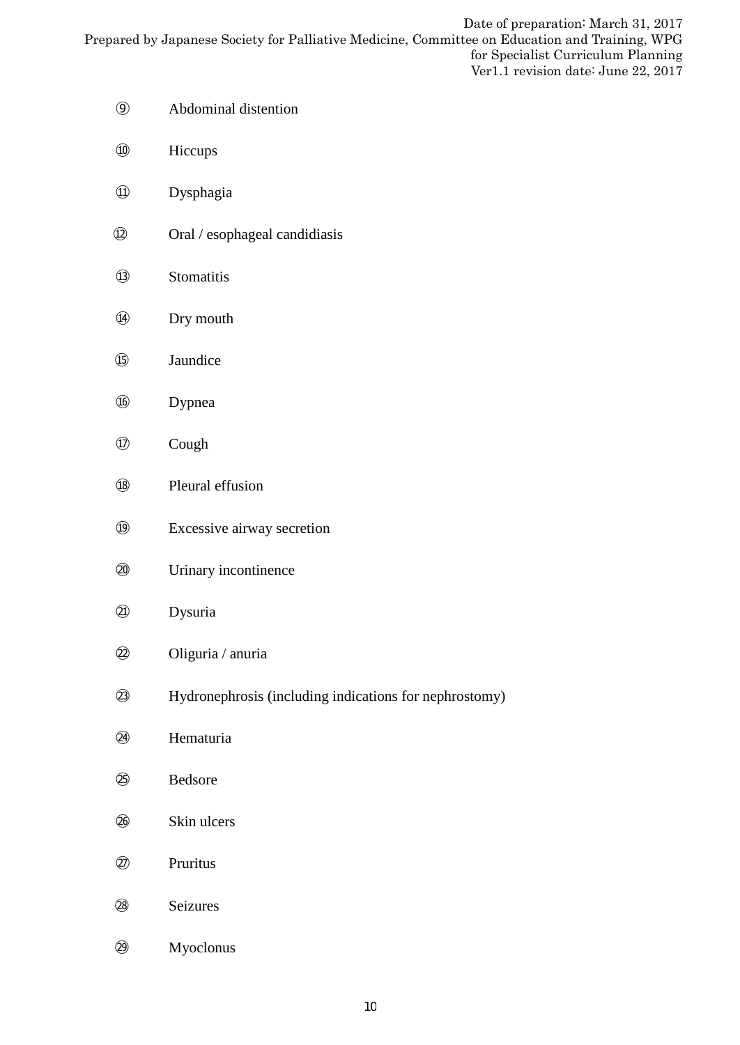⑨ Abdominal distention

⑩ Hiccups

⑪ Dysphagia

⑫ Oral / esophageal candidiasis

⑬ Stomatitis

⑭ Dry mouth

⑮ Jaundice

⑯ Dypnea

⑰ Cough

⑱ Pleural effusion

⑲ Excessive airway secretion

⑳ Urinary incontinence

㉑ Dysuria

㉒ Oliguria / anuria

㉓ Hydronephrosis (including indications for nephrostomy)

㉔ Hematuria

㉕ Bedsore

㉖ Skin ulcers

㉗ Pruritus

㉘ Seizures

㉙ Myoclonus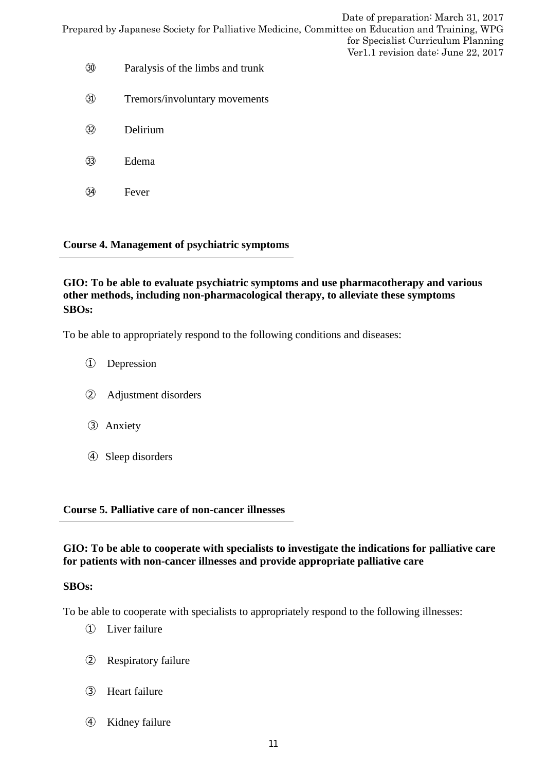㉚ Paralysis of the limbs and trunk

㉛ Tremors/involuntary movements

㉜ Delirium

㉝ Edema

㉞ Fever

### Course 4. Management of psychiatric symptoms

**GIO: To be able to evaluate psychiatric symptoms and use pharmacotherapy and various other methods, including non-pharmacological therapy, to alleviate these symptoms**

**SBOs:**

To be able to appropriately respond to the following conditions and diseases:

① Depression

② Adjustment disorders

③ Anxiety

④ Sleep disorders

### Course 5. Palliative care of non-cancer illnesses

**GIO: To be able to cooperate with specialists to investigate the indications for palliative care for patients with non-cancer illnesses and provide appropriate palliative care**

**SBOs:**

To be able to cooperate with specialists to appropriately respond to the following illnesses:

① Liver failure

② Respiratory failure

③ Heart failure

④ Kidney failure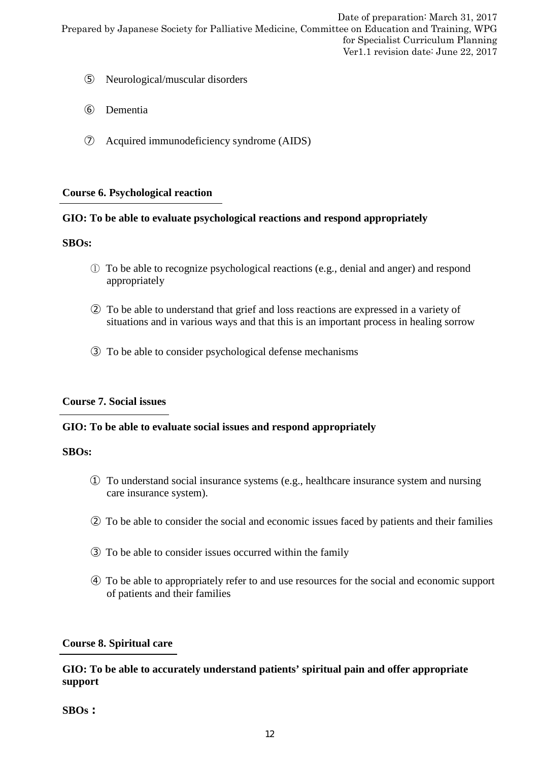⑤ Neurological/muscular disorders

⑥ Dementia

⑦ Acquired immunodeficiency syndrome (AIDS)

**Course 6. Psychological reaction**

**GIO: To be able to evaluate psychological reactions and respond appropriately**

**SBOs:**

① To be able to recognize psychological reactions (e.g., denial and anger) and respond appropriately

② To be able to understand that grief and loss reactions are expressed in a variety of situations and in various ways and that this is an important process in healing sorrow

③ To be able to consider psychological defense mechanisms

**Course 7. Social issues**

**GIO: To be able to evaluate social issues and respond appropriately**

**SBOs:**

① To understand social insurance systems (e.g., healthcare insurance system and nursing care insurance system).

② To be able to consider the social and economic issues faced by patients and their families

③ To be able to consider issues occurred within the family

④ To be able to appropriately refer to and use resources for the social and economic support of patients and their families

**Course 8. Spiritual care**

**GIO: To be able to accurately understand patients' spiritual pain and offer appropriate support**

**SBOs：**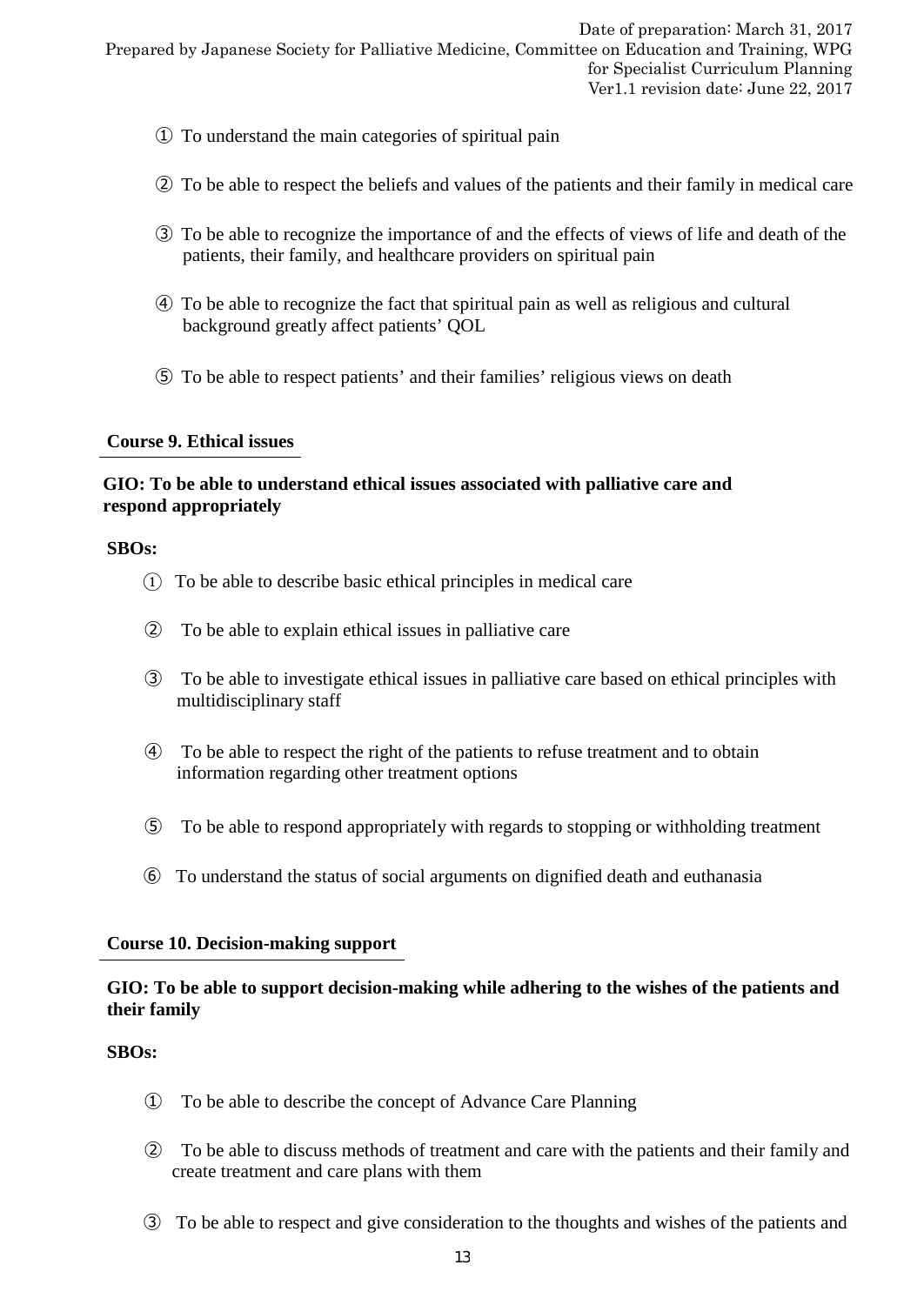① To understand the main categories of spiritual pain

② To be able to respect the beliefs and values of the patients and their family in medical care

③ To be able to recognize the importance of and the effects of views of life and death of the patients, their family, and healthcare providers on spiritual pain

④ To be able to recognize the fact that spiritual pain as well as religious and cultural background greatly affect patients' QOL

⑤ To be able to respect patients' and their families' religious views on death

**Course 9. Ethical issues**

**GIO: To be able to understand ethical issues associated with palliative care and respond appropriately**

**SBOs:**

① To be able to describe basic ethical principles in medical care

② To be able to explain ethical issues in palliative care

③ To be able to investigate ethical issues in palliative care based on ethical principles with multidisciplinary staff

④ To be able to respect the right of the patients to refuse treatment and to obtain information regarding other treatment options

⑤ To be able to respond appropriately with regards to stopping or withholding treatment

⑥ To understand the status of social arguments on dignified death and euthanasia

**Course 10. Decision-making support**

**GIO: To be able to support decision-making while adhering to the wishes of the patients and their family**

**SBOs:**

① To be able to describe the concept of Advance Care Planning

② To be able to discuss methods of treatment and care with the patients and their family and create treatment and care plans with them

③ To be able to respect and give consideration to the thoughts and wishes of the patients and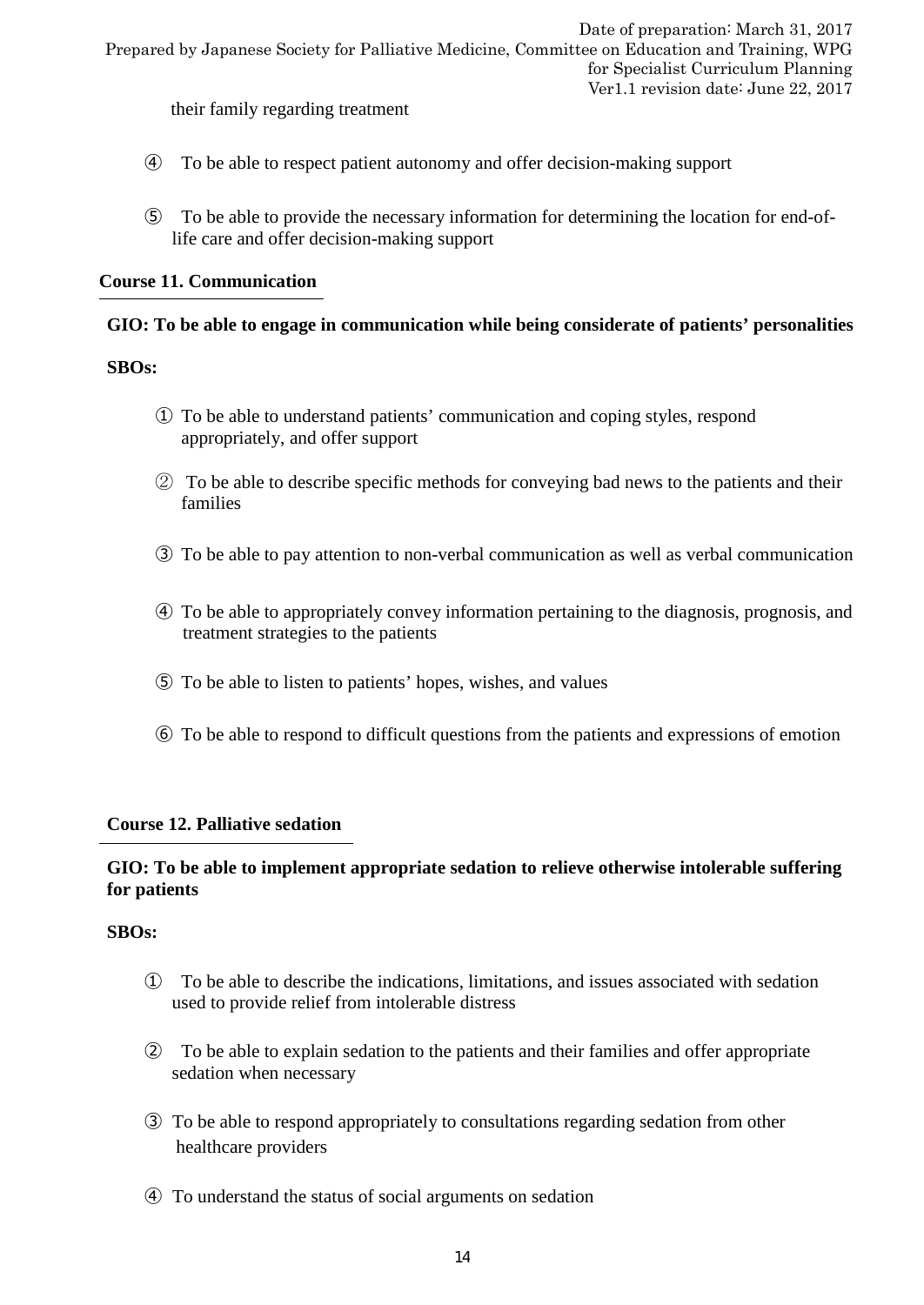their family regarding treatment

④ To be able to respect patient autonomy and offer decision-making support

⑤ To be able to provide the necessary information for determining the location for end-of-life care and offer decision-making support

## Course 11. Communication

**GIO: To be able to engage in communication while being considerate of patients' personalities**

**SBOs:**

① To be able to understand patients' communication and coping styles, respond appropriately, and offer support

② To be able to describe specific methods for conveying bad news to the patients and their families

③ To be able to pay attention to non-verbal communication as well as verbal communication

④ To be able to appropriately convey information pertaining to the diagnosis, prognosis, and treatment strategies to the patients

⑤ To be able to listen to patients' hopes, wishes, and values

⑥ To be able to respond to difficult questions from the patients and expressions of emotion

## Course 12. Palliative sedation

**GIO: To be able to implement appropriate sedation to relieve otherwise intolerable suffering for patients**

**SBOs:**

① To be able to describe the indications, limitations, and issues associated with sedation used to provide relief from intolerable distress

② To be able to explain sedation to the patients and their families and offer appropriate sedation when necessary

③ To be able to respond appropriately to consultations regarding sedation from other healthcare providers

④ To understand the status of social arguments on sedation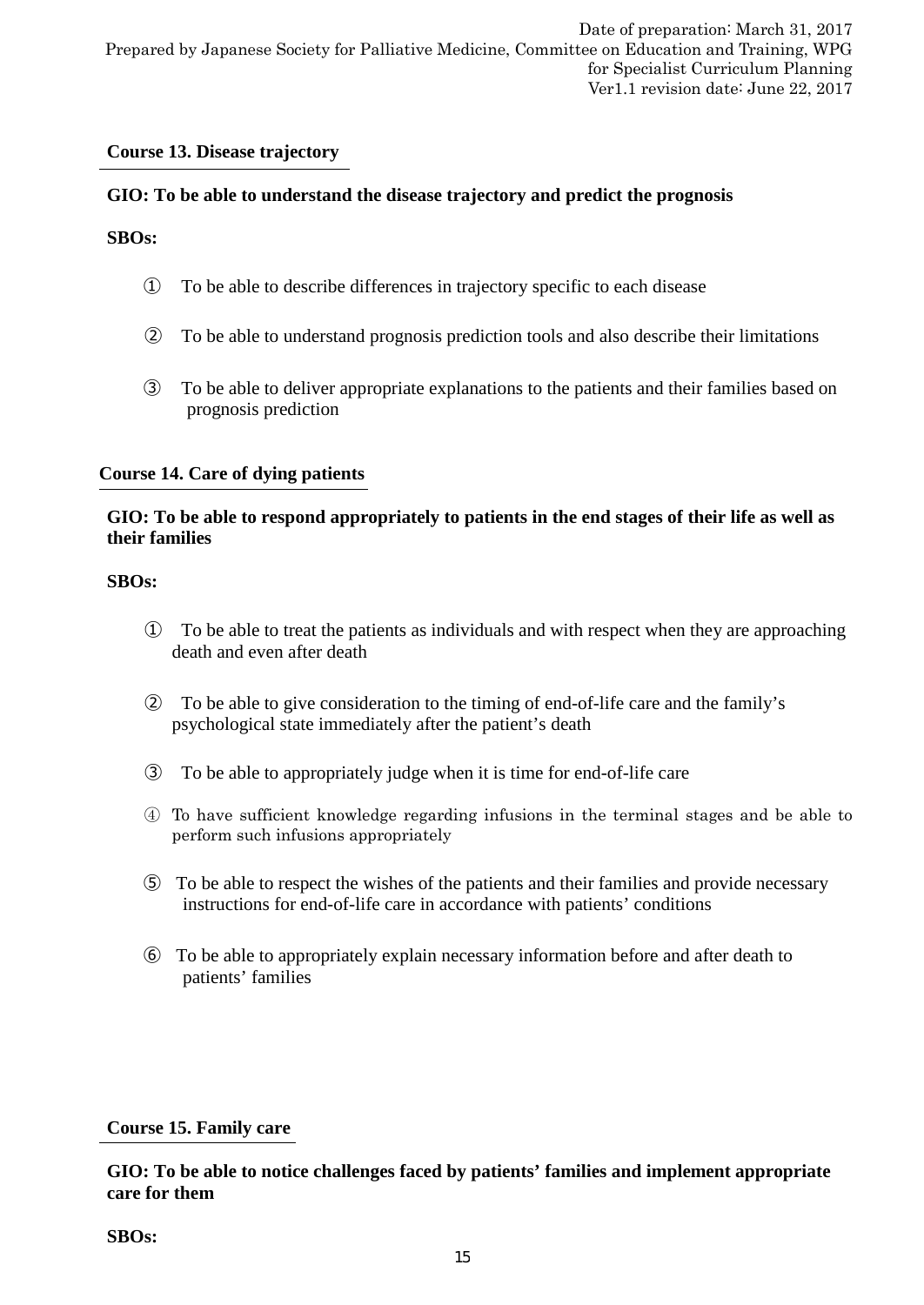**Course 13. Disease trajectory**

**GIO: To be able to understand the disease trajectory and predict the prognosis**

**SBOs:**

① To be able to describe differences in trajectory specific to each disease

② To be able to understand prognosis prediction tools and also describe their limitations

③ To be able to deliver appropriate explanations to the patients and their families based on prognosis prediction

**Course 14. Care of dying patients**

**GIO: To be able to respond appropriately to patients in the end stages of their life as well as their families**

**SBOs:**

① To be able to treat the patients as individuals and with respect when they are approaching death and even after death

② To be able to give consideration to the timing of end-of-life care and the family's psychological state immediately after the patient's death

③ To be able to appropriately judge when it is time for end-of-life care

④ To have sufficient knowledge regarding infusions in the terminal stages and be able to perform such infusions appropriately

⑤ To be able to respect the wishes of the patients and their families and provide necessary instructions for end-of-life care in accordance with patients' conditions

⑥ To be able to appropriately explain necessary information before and after death to patients' families

**Course 15. Family care**

**GIO: To be able to notice challenges faced by patients' families and implement appropriate care for them**

**SBOs:**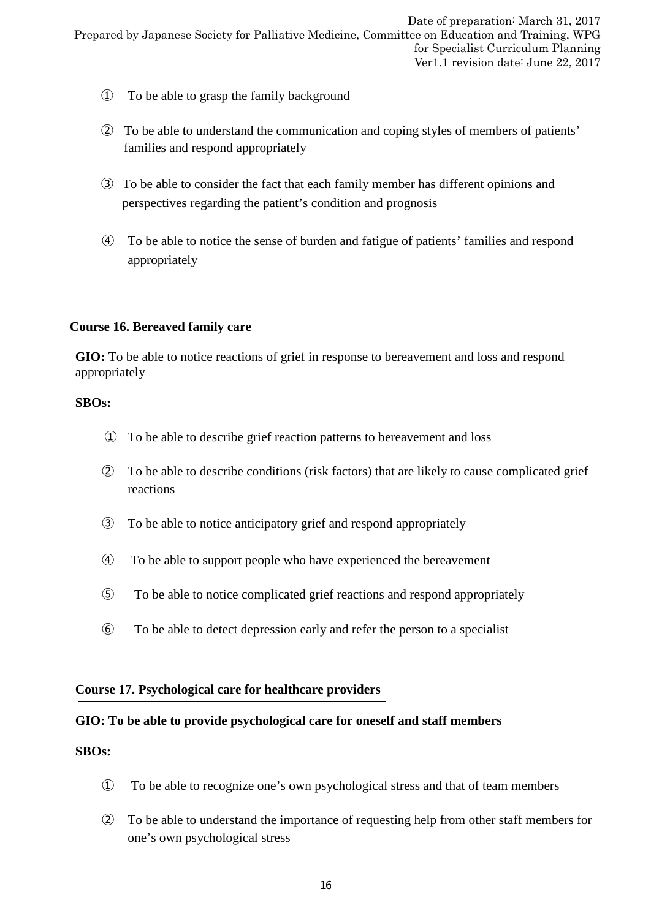① To be able to grasp the family background

② To be able to understand the communication and coping styles of members of patients' families and respond appropriately

③ To be able to consider the fact that each family member has different opinions and perspectives regarding the patient's condition and prognosis

④ To be able to notice the sense of burden and fatigue of patients' families and respond appropriately

## Course 16. Bereaved family care

**GIO:** To be able to notice reactions of grief in response to bereavement and loss and respond appropriately

**SBOs:**

① To be able to describe grief reaction patterns to bereavement and loss

② To be able to describe conditions (risk factors) that are likely to cause complicated grief reactions

③ To be able to notice anticipatory grief and respond appropriately

④ To be able to support people who have experienced the bereavement

⑤ To be able to notice complicated grief reactions and respond appropriately

⑥ To be able to detect depression early and refer the person to a specialist

## Course 17. Psychological care for healthcare providers

**GIO: To be able to provide psychological care for oneself and staff members**

**SBOs:**

① To be able to recognize one's own psychological stress and that of team members

② To be able to understand the importance of requesting help from other staff members for one's own psychological stress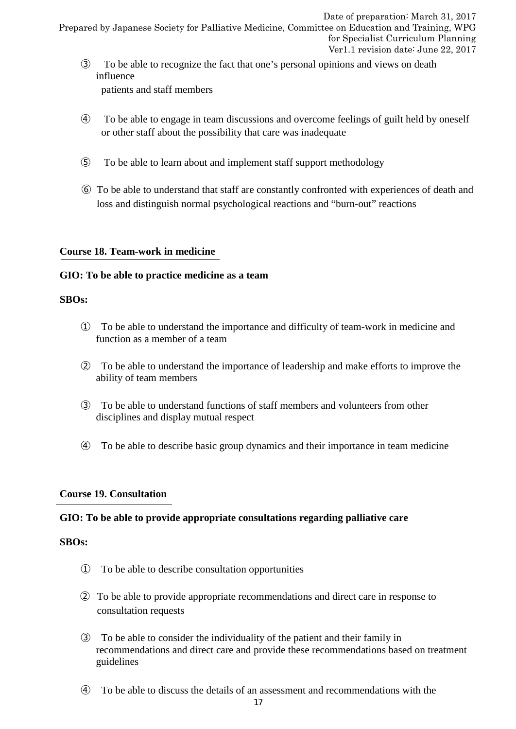③ To be able to recognize the fact that one's personal opinions and views on death influence patients and staff members

④ To be able to engage in team discussions and overcome feelings of guilt held by oneself or other staff about the possibility that care was inadequate

⑤ To be able to learn about and implement staff support methodology

⑥ To be able to understand that staff are constantly confronted with experiences of death and loss and distinguish normal psychological reactions and "burn-out" reactions

**Course 18. Team-work in medicine**

**GIO: To be able to practice medicine as a team**

**SBOs:**

① To be able to understand the importance and difficulty of team-work in medicine and function as a member of a team

② To be able to understand the importance of leadership and make efforts to improve the ability of team members

③ To be able to understand functions of staff members and volunteers from other disciplines and display mutual respect

④ To be able to describe basic group dynamics and their importance in team medicine

**Course 19. Consultation**

**GIO: To be able to provide appropriate consultations regarding palliative care**

**SBOs:**

① To be able to describe consultation opportunities

② To be able to provide appropriate recommendations and direct care in response to consultation requests

③ To be able to consider the individuality of the patient and their family in recommendations and direct care and provide these recommendations based on treatment guidelines

④ To be able to discuss the details of an assessment and recommendations with the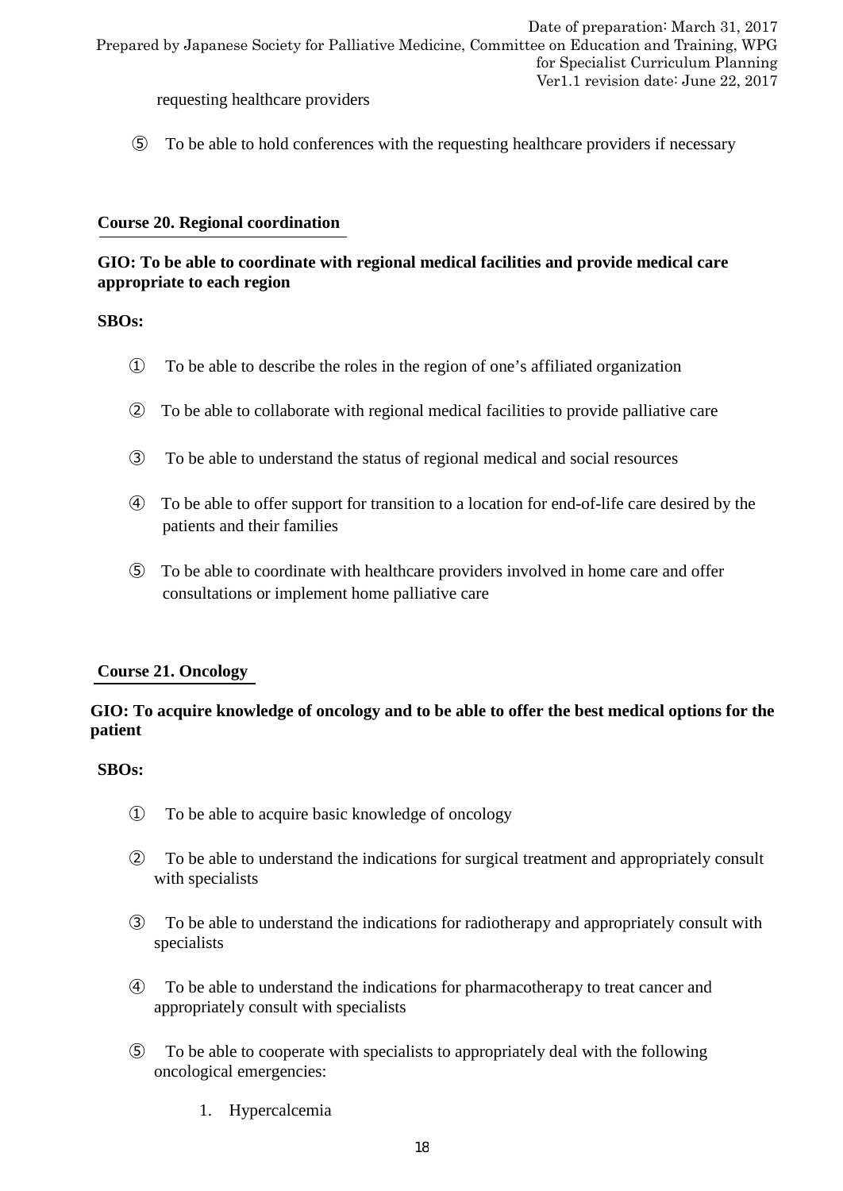requesting healthcare providers

⑤ To be able to hold conferences with the requesting healthcare providers if necessary

## Course 20. Regional coordination

**GIO: To be able to coordinate with regional medical facilities and provide medical care appropriate to each region**

**SBOs:**

① To be able to describe the roles in the region of one's affiliated organization

② To be able to collaborate with regional medical facilities to provide palliative care

③ To be able to understand the status of regional medical and social resources

④ To be able to offer support for transition to a location for end-of-life care desired by the patients and their families

⑤ To be able to coordinate with healthcare providers involved in home care and offer consultations or implement home palliative care

## Course 21. Oncology

**GIO: To acquire knowledge of oncology and to be able to offer the best medical options for the patient**

**SBOs:**

① To be able to acquire basic knowledge of oncology

② To be able to understand the indications for surgical treatment and appropriately consult with specialists

③ To be able to understand the indications for radiotherapy and appropriately consult with specialists

④ To be able to understand the indications for pharmacotherapy to treat cancer and appropriately consult with specialists

⑤ To be able to cooperate with specialists to appropriately deal with the following oncological emergencies:

1. Hypercalcemia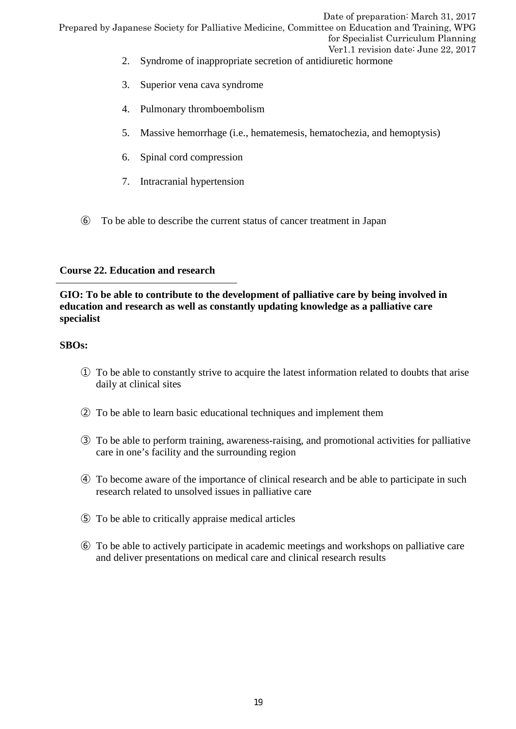2. Syndrome of inappropriate secretion of antidiuretic hormone

3. Superior vena cava syndrome

4. Pulmonary thromboembolism

5. Massive hemorrhage (i.e., hematemesis, hematochezia, and hemoptysis)

6. Spinal cord compression

7. Intracranial hypertension

⑥ To be able to describe the current status of cancer treatment in Japan

**Course 22. Education and research**

**GIO: To be able to contribute to the development of palliative care by being involved in education and research as well as constantly updating knowledge as a palliative care specialist**

**SBOs:**

① To be able to constantly strive to acquire the latest information related to doubts that arise daily at clinical sites

② To be able to learn basic educational techniques and implement them

③ To be able to perform training, awareness-raising, and promotional activities for palliative care in one's facility and the surrounding region

④ To become aware of the importance of clinical research and be able to participate in such research related to unsolved issues in palliative care

⑤ To be able to critically appraise medical articles

⑥ To be able to actively participate in academic meetings and workshops on palliative care and deliver presentations on medical care and clinical research results